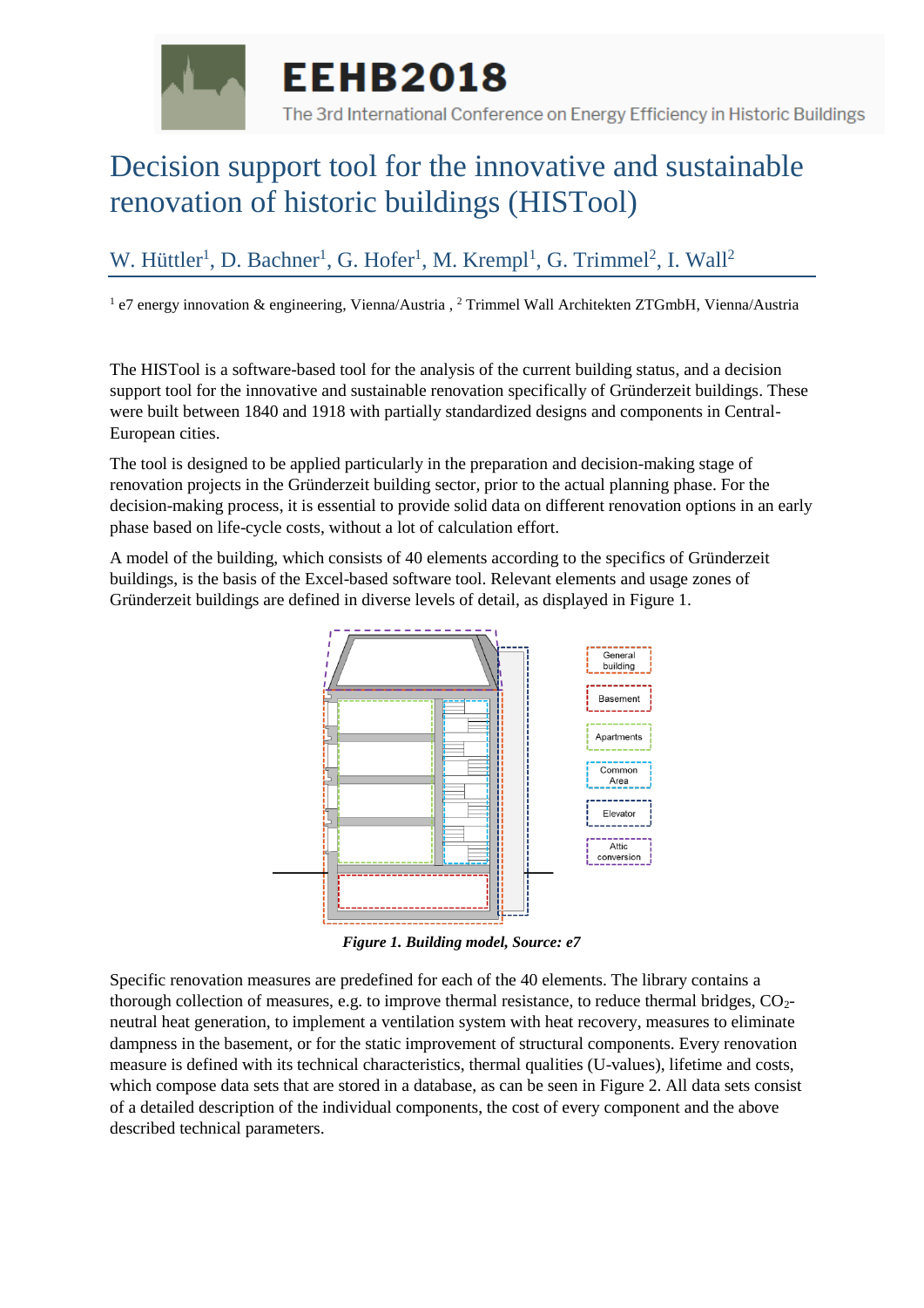# Decision support tool for the innovative and sustainable renovation of historic buildings (HISTool)

W. Hüttler[1], D. Bachner[1], G. Hofer[1], M. Krempl[1], G. Trimmel[2], I. Wall[2]

[1] e7 energy innovation & engineering, Vienna/Austria , [2] Trimmel Wall Architekten ZTGmbH, Vienna/Austria

The HISTool is a software-based tool for the analysis of the current building status, and a decision support tool for the innovative and sustainable renovation specifically of Gründerzeit buildings. These were built between 1840 and 1918 with partially standardized designs and components in Central-European cities.

The tool is designed to be applied particularly in the preparation and decision-making stage of renovation projects in the Gründerzeit building sector, prior to the actual planning phase. For the decision-making process, it is essential to provide solid data on different renovation options in an early phase based on life-cycle costs, without a lot of calculation effort.

A model of the building, which consists of 40 elements according to the specifics of Gründerzeit buildings, is the basis of the Excel-based software tool. Relevant elements and usage zones of Gründerzeit buildings are defined in diverse levels of detail, as displayed in Figure 1.

***Figure 1. Building model, Source: e7***

Specific renovation measures are predefined for each of the 40 elements. The library contains a thorough collection of measures, e.g. to improve thermal resistance, to reduce thermal bridges, $CO_2$-neutral heat generation, to implement a ventilation system with heat recovery, measures to eliminate dampness in the basement, or for the static improvement of structural components. Every renovation measure is defined with its technical characteristics, thermal qualities (U-values), lifetime and costs, which compose data sets that are stored in a database, as can be seen in Figure 2. All data sets consist of a detailed description of the individual components, the cost of every component and the above described technical parameters.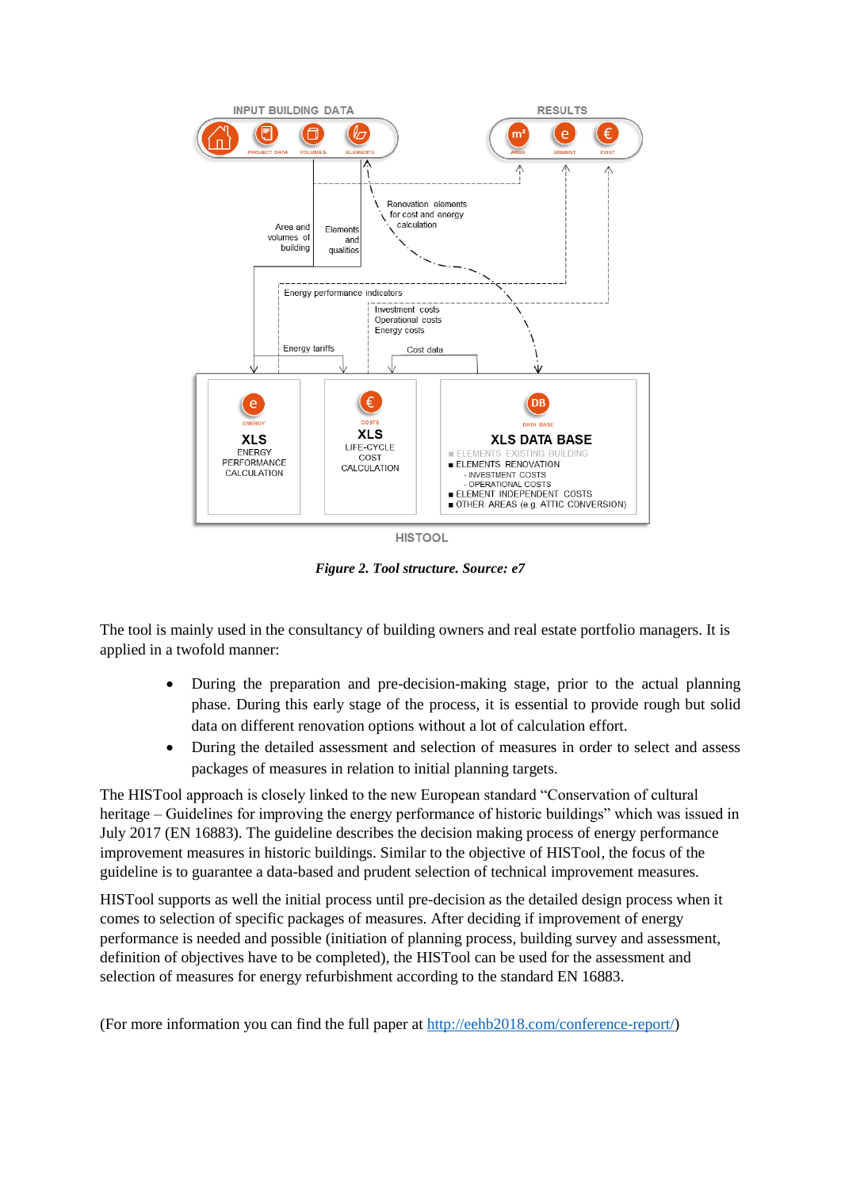INPUT BUILDING DATA

PROJECT DATA

VOLUMES

ELEMENTS

RESULTS

AREA

ENERGY

COST

Renovation elements for cost and energy calculation

Area and volumes of building

Elements and qualities

Energy performance indicators

Investment costs
Operational costs
Energy costs

Energy tariffs

Cost data

ENERGY

XLS
ENERGY PERFORMANCE CALCULATION

COSTS

XLS
LIFE-CYCLE COST CALCULATION

DATA BASE

XLS DATA BASE

- ELEMENTS EXISTING BUILDING
- ELEMENTS RENOVATION
  - INVESTMENT COSTS
  - OPERATIONAL COSTS
- ELEMENT INDEPENDENT COSTS
- OTHER AREAS (e.g. ATTIC CONVERSION)

HISTOOL

***Figure 2. Tool structure. Source: e7***

The tool is mainly used in the consultancy of building owners and real estate portfolio managers. It is applied in a twofold manner:

- During the preparation and pre-decision-making stage, prior to the actual planning phase. During this early stage of the process, it is essential to provide rough but solid data on different renovation options without a lot of calculation effort.
- During the detailed assessment and selection of measures in order to select and assess packages of measures in relation to initial planning targets.

The HISTool approach is closely linked to the new European standard "Conservation of cultural heritage – Guidelines for improving the energy performance of historic buildings" which was issued in July 2017 (EN 16883). The guideline describes the decision making process of energy performance improvement measures in historic buildings. Similar to the objective of HISTool, the focus of the guideline is to guarantee a data-based and prudent selection of technical improvement measures.

HISTool supports as well the initial process until pre-decision as the detailed design process when it comes to selection of specific packages of measures. After deciding if improvement of energy performance is needed and possible (initiation of planning process, building survey and assessment, definition of objectives have to be completed), the HISTool can be used for the assessment and selection of measures for energy refurbishment according to the standard EN 16883.

(For more information you can find the full paper at [http://eehb2018.com/conference-report/](http://eehb2018.com/conference-report/))